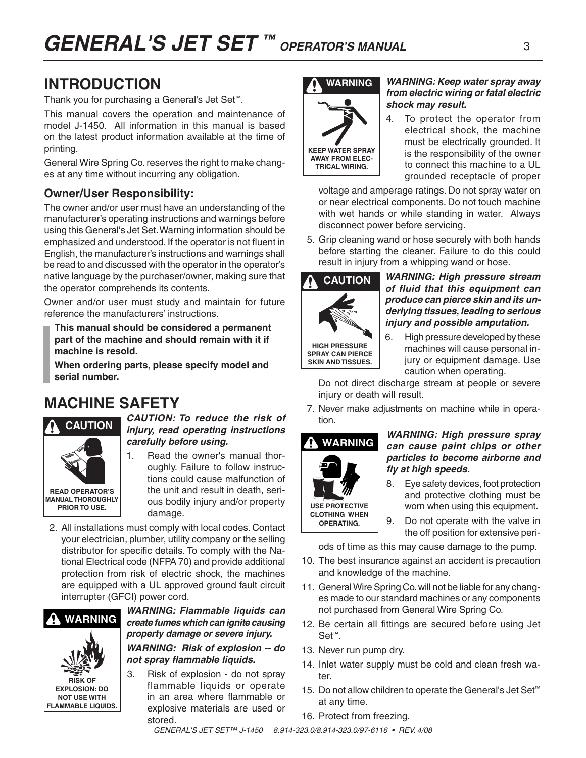# GENERAL'S JET SET ™ OPERATOR'S MANUAL

## INTRODUCTION

Thank you for purchasing a General's Jet Set™.

This manual covers the operation and maintenance of model J-1450. All information in this manual is based on the latest product information available at the time of printing.

General Wire Spring Co. reserves the right to make changes at any time without incurring any obligation.

### Owner/User Responsibility:

The owner and/or user must have an understanding of the manufacturer's operating instructions and warnings before using this General's Jet Set. Warning information should be emphasized and understood. If the operator is not fluent in English, the manufacturer's instructions and warnings shall be read to and discussed with the operator in the operator's native language by the purchaser/owner, making sure that the operator comprehends its contents.

Owner and/or user must study and maintain for future reference the manufacturers' instructions.

**This manual should be considered a permanent part of the machine and should remain with it if machine is resold.**

**When ordering parts, please specify model and serial number.**

## MACHINE SAFETY

**CAUTION**

**READ OPERATOR'S MANUAL THOROUGHLY PRIOR TO USE.**

***CAUTION: To reduce the risk of injury, read operating instructions carefully before using.***

1. Read the owner's manual thoroughly. Failure to follow instructions could cause malfunction of the unit and result in death, serious bodily injury and/or property damage.
2. All installations must comply with local codes. Contact your electrician, plumber, utility company or the selling distributor for specific details. To comply with the National Electrical code (NFPA 70) and provide additional protection from risk of electric shock, the machines are equipped with a UL approved ground fault circuit interrupter (GFCI) power cord.

**WARNING**

**RISK OF EXPLOSION: DO NOT USE WITH FLAMMABLE LIQUIDS.**

***WARNING: Flammable liquids can create fumes which can ignite causing property damage or severe injury.***

***WARNING: Risk of explosion -- do not spray flammable liquids.***

3. Risk of explosion - do not spray flammable liquids or operate in an area where flammable or explosive materials are used or stored.

**WARNING**

**KEEP WATER SPRAY AWAY FROM ELECTRICAL WIRING.**

***WARNING: Keep water spray away from electric wiring or fatal electric shock may result.***

4. To protect the operator from electrical shock, the machine must be electrically grounded. It is the responsibility of the owner to connect this machine to a UL grounded receptacle of proper voltage and amperage ratings. Do not spray water on or near electrical components. Do not touch machine with wet hands or while standing in water. Always disconnect power before servicing.
5. Grip cleaning wand or hose securely with both hands before starting the cleaner. Failure to do this could result in injury from a whipping wand or hose.

**CAUTION**

**HIGH PRESSURE SPRAY CAN PIERCE SKIN AND TISSUES.**

***WARNING: High pressure stream of fluid that this equipment can produce can pierce skin and its underlying tissues, leading to serious injury and possible amputation.***

6. High pressure developed by these machines will cause personal injury or equipment damage. Use caution when operating.

   Do not direct discharge stream at people or severe injury or death will result.
7. Never make adjustments on machine while in operation.

**WARNING**

**USE PROTECTIVE CLOTHING WHEN OPERATING.**

***WARNING: High pressure spray can cause paint chips or other particles to become airborne and fly at high speeds.***

8. Eye safety devices, foot protection and protective clothing must be worn when using this equipment.
9. Do not operate with the valve in the off position for extensive periods of time as this may cause damage to the pump.
10. The best insurance against an accident is precaution and knowledge of the machine.
11. General Wire Spring Co. will not be liable for any changes made to our standard machines or any components not purchased from General Wire Spring Co.
12. Be certain all fittings are secured before using Jet Set™.
13. Never run pump dry.
14. Inlet water supply must be cold and clean fresh water.
15. Do not allow children to operate the General's Jet Set™ at any time.
16. Protect from freezing.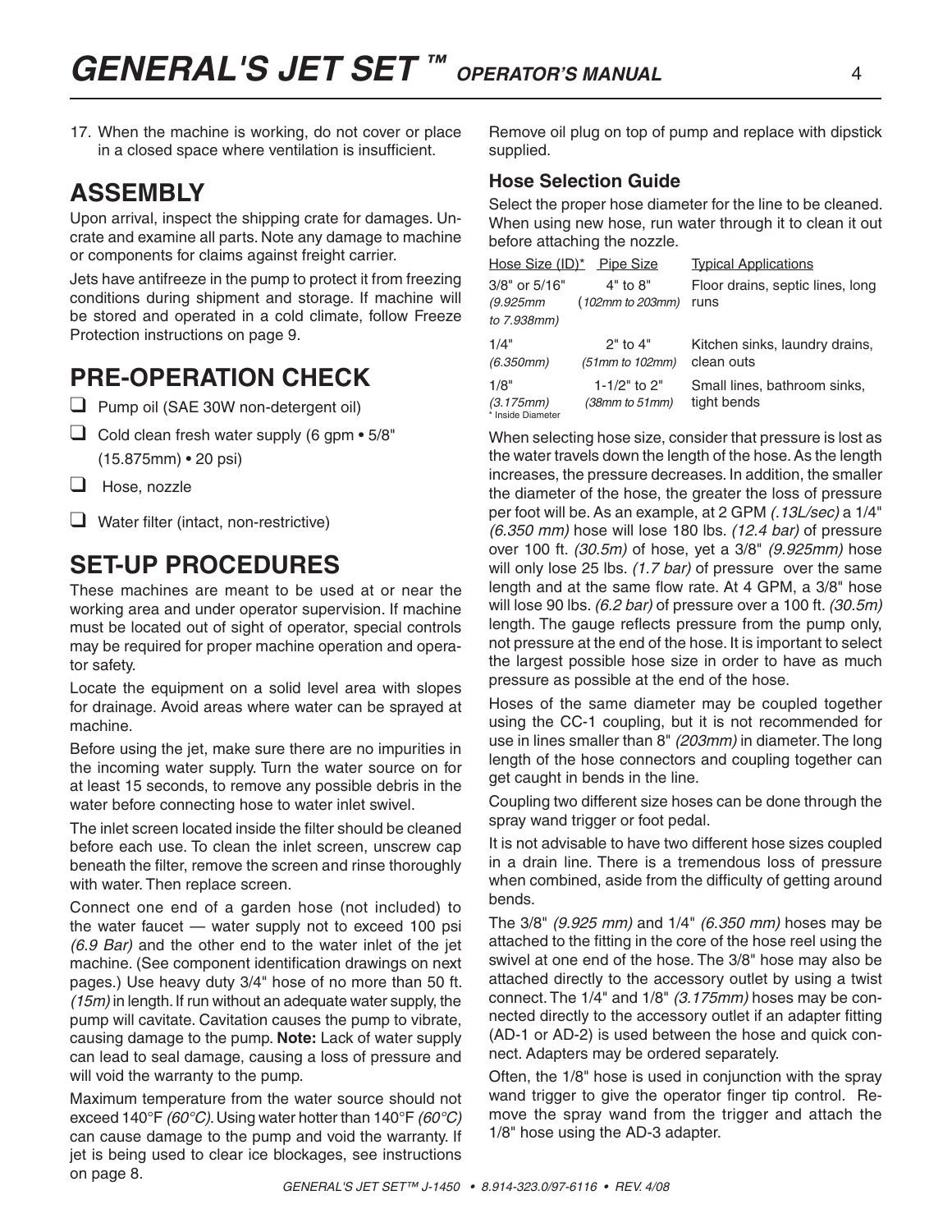17. When the machine is working, do not cover or place in a closed space where ventilation is insufficient.

## ASSEMBLY

Upon arrival, inspect the shipping crate for damages. Uncrate and examine all parts. Note any damage to machine or components for claims against freight carrier.

Jets have antifreeze in the pump to protect it from freezing conditions during shipment and storage. If machine will be stored and operated in a cold climate, follow Freeze Protection instructions on page 9.

## PRE-OPERATION CHECK

- ☐ Pump oil (SAE 30W non-detergent oil)
- ☐ Cold clean fresh water supply (6 gpm • 5/8" (15.875mm) • 20 psi)
- ☐ Hose, nozzle
- ☐ Water filter (intact, non-restrictive)

## SET-UP PROCEDURES

These machines are meant to be used at or near the working area and under operator supervision. If machine must be located out of sight of operator, special controls may be required for proper machine operation and operator safety.

Locate the equipment on a solid level area with slopes for drainage. Avoid areas where water can be sprayed at machine.

Before using the jet, make sure there are no impurities in the incoming water supply. Turn the water source on for at least 15 seconds, to remove any possible debris in the water before connecting hose to water inlet swivel.

The inlet screen located inside the filter should be cleaned before each use. To clean the inlet screen, unscrew cap beneath the filter, remove the screen and rinse thoroughly with water. Then replace screen.

Connect one end of a garden hose (not included) to the water faucet — water supply not to exceed 100 psi *(6.9 Bar)* and the other end to the water inlet of the jet machine. (See component identification drawings on next pages.) Use heavy duty 3/4" hose of no more than 50 ft. *(15m)* in length. If run without an adequate water supply, the pump will cavitate. Cavitation causes the pump to vibrate, causing damage to the pump. **Note:** Lack of water supply can lead to seal damage, causing a loss of pressure and will void the warranty to the pump.

Maximum temperature from the water source should not exceed 140°F *(60°C)*. Using water hotter than 140°F *(60°C)* can cause damage to the pump and void the warranty. If jet is being used to clear ice blockages, see instructions on page 8.

Remove oil plug on top of pump and replace with dipstick supplied.

### Hose Selection Guide

Select the proper hose diameter for the line to be cleaned. When using new hose, run water through it to clean it out before attaching the nozzle.

| Hose Size (ID)* | Pipe Size | Typical Applications |
|---|---|---|
| 3/8" or 5/16" *(9.925mm to 7.938mm)* | 4" to 8" *(102mm to 203mm)* | Floor drains, septic lines, long runs |
| 1/4" *(6.350mm)* | 2" to 4" *(51mm to 102mm)* | Kitchen sinks, laundry drains, clean outs |
| 1/8" *(3.175mm)* | 1-1/2" to 2" *(38mm to 51mm)* | Small lines, bathroom sinks, tight bends |

\* Inside Diameter

When selecting hose size, consider that pressure is lost as the water travels down the length of the hose. As the length increases, the pressure decreases. In addition, the smaller the diameter of the hose, the greater the loss of pressure per foot will be. As an example, at 2 GPM *(.13L/sec)* a 1/4" *(6.350 mm)* hose will lose 180 lbs. *(12.4 bar)* of pressure over 100 ft. *(30.5m)* of hose, yet a 3/8" *(9.925mm)* hose will only lose 25 lbs. *(1.7 bar)* of pressure over the same length and at the same flow rate. At 4 GPM, a 3/8" hose will lose 90 lbs. *(6.2 bar)* of pressure over a 100 ft. *(30.5m)* length. The gauge reflects pressure from the pump only, not pressure at the end of the hose. It is important to select the largest possible hose size in order to have as much pressure as possible at the end of the hose.

Hoses of the same diameter may be coupled together using the CC-1 coupling, but it is not recommended for use in lines smaller than 8" *(203mm)* in diameter. The long length of the hose connectors and coupling together can get caught in bends in the line.

Coupling two different size hoses can be done through the spray wand trigger or foot pedal.

It is not advisable to have two different hose sizes coupled in a drain line. There is a tremendous loss of pressure when combined, aside from the difficulty of getting around bends.

The 3/8" *(9.925 mm)* and 1/4" *(6.350 mm)* hoses may be attached to the fitting in the core of the hose reel using the swivel at one end of the hose. The 3/8" hose may also be attached directly to the accessory outlet by using a twist connect. The 1/4" and 1/8" *(3.175mm)* hoses may be connected directly to the accessory outlet if an adapter fitting (AD-1 or AD-2) is used between the hose and quick connect. Adapters may be ordered separately.

Often, the 1/8" hose is used in conjunction with the spray wand trigger to give the operator finger tip control. Remove the spray wand from the trigger and attach the 1/8" hose using the AD-3 adapter.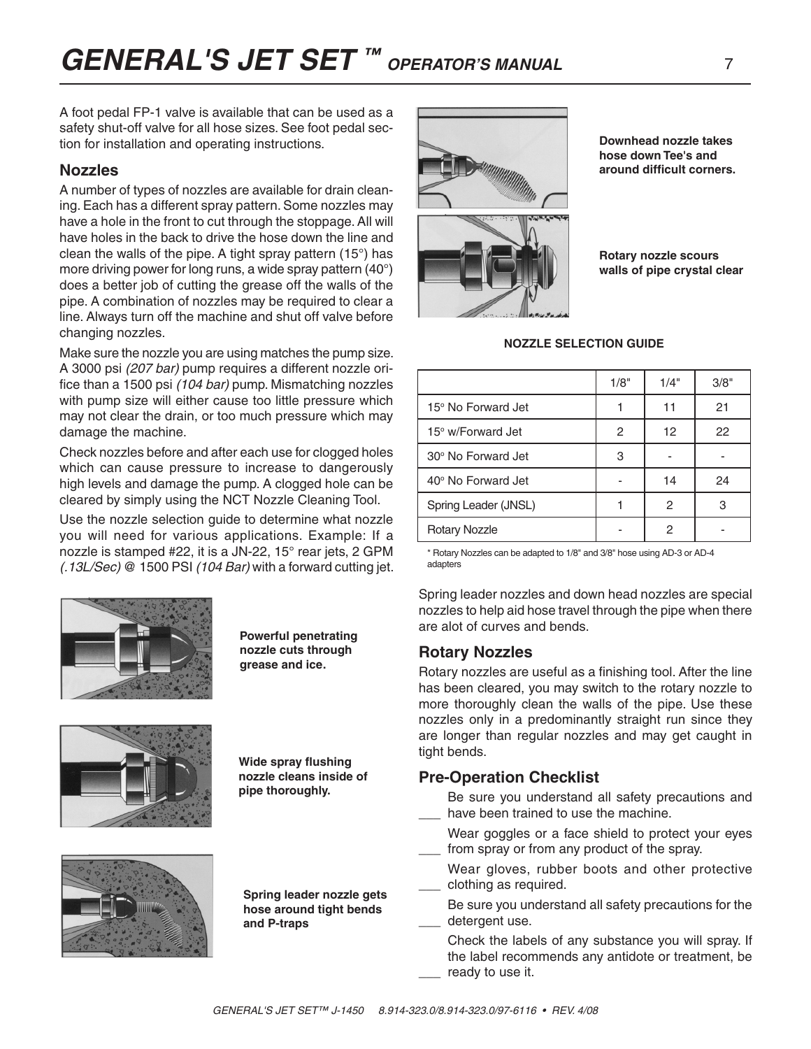A foot pedal FP-1 valve is available that can be used as a safety shut-off valve for all hose sizes. See foot pedal section for installation and operating instructions.

## Nozzles

A number of types of nozzles are available for drain cleaning. Each has a different spray pattern. Some nozzles may have a hole in the front to cut through the stoppage. All will have holes in the back to drive the hose down the line and clean the walls of the pipe. A tight spray pattern (15°) has more driving power for long runs, a wide spray pattern (40°) does a better job of cutting the grease off the walls of the pipe. A combination of nozzles may be required to clear a line. Always turn off the machine and shut off valve before changing nozzles.

Make sure the nozzle you are using matches the pump size. A 3000 psi *(207 bar)* pump requires a different nozzle orifice than a 1500 psi *(104 bar)* pump. Mismatching nozzles with pump size will either cause too little pressure which may not clear the drain, or too much pressure which may damage the machine.

Check nozzles before and after each use for clogged holes which can cause pressure to increase to dangerously high levels and damage the pump. A clogged hole can be cleared by simply using the NCT Nozzle Cleaning Tool.

Use the nozzle selection guide to determine what nozzle you will need for various applications. Example: If a nozzle is stamped #22, it is a JN-22, 15° rear jets, 2 GPM *(.13L/Sec)* @ 1500 PSI *(104 Bar)* with a forward cutting jet.

**Powerful penetrating nozzle cuts through grease and ice.**

**Wide spray flushing nozzle cleans inside of pipe thoroughly.**

**Spring leader nozzle gets hose around tight bends and P-traps**

**Downhead nozzle takes hose down Tee's and around difficult corners.**

**Rotary nozzle scours walls of pipe crystal clear**

**NOZZLE SELECTION GUIDE**

| | 1/8" | 1/4" | 3/8" |
|---|---|---|---|
| 15° No Forward Jet | 1 | 11 | 21 |
| 15° w/Forward Jet | 2 | 12 | 22 |
| 30° No Forward Jet | 3 | - | - |
| 40° No Forward Jet | - | 14 | 24 |
| Spring Leader (JNSL) | 1 | 2 | 3 |
| Rotary Nozzle | - | 2 | - |

\* Rotary Nozzles can be adapted to 1/8" and 3/8" hose using AD-3 or AD-4 adapters

Spring leader nozzles and down head nozzles are special nozzles to help aid hose travel through the pipe when there are alot of curves and bends.

## Rotary Nozzles

Rotary nozzles are useful as a finishing tool. After the line has been cleared, you may switch to the rotary nozzle to more thoroughly clean the walls of the pipe. Use these nozzles only in a predominantly straight run since they are longer than regular nozzles and may get caught in tight bends.

## Pre-Operation Checklist

___ Be sure you understand all safety precautions and have been trained to use the machine.

___ Wear goggles or a face shield to protect your eyes from spray or from any product of the spray.

___ Wear gloves, rubber boots and other protective clothing as required.

___ Be sure you understand all safety precautions for the detergent use.

___ Check the labels of any substance you will spray. If the label recommends any antidote or treatment, be ready to use it.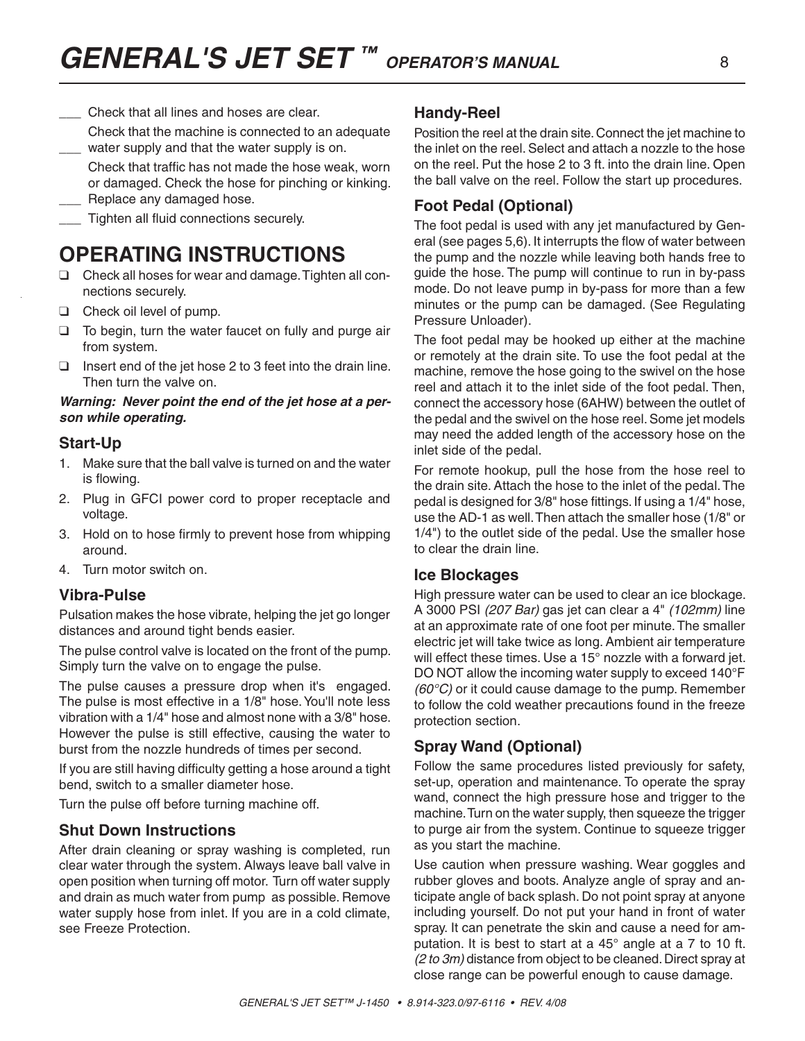___ Check that all lines and hoses are clear.

___ Check that the machine is connected to an adequate water supply and that the water supply is on.

___ Check that traffic has not made the hose weak, worn or damaged. Check the hose for pinching or kinking. Replace any damaged hose.

___ Tighten all fluid connections securely.

# OPERATING INSTRUCTIONS

- ❑ Check all hoses for wear and damage. Tighten all connections securely.
- ❑ Check oil level of pump.
- ❑ To begin, turn the water faucet on fully and purge air from system.
- ❑ Insert end of the jet hose 2 to 3 feet into the drain line. Then turn the valve on.

***Warning: Never point the end of the jet hose at a person while operating.***

### Start-Up

1. Make sure that the ball valve is turned on and the water is flowing.
2. Plug in GFCI power cord to proper receptacle and voltage.
3. Hold on to hose firmly to prevent hose from whipping around.
4. Turn motor switch on.

### Vibra-Pulse

Pulsation makes the hose vibrate, helping the jet go longer distances and around tight bends easier.

The pulse control valve is located on the front of the pump. Simply turn the valve on to engage the pulse.

The pulse causes a pressure drop when it's engaged. The pulse is most effective in a 1/8" hose. You'll note less vibration with a 1/4" hose and almost none with a 3/8" hose. However the pulse is still effective, causing the water to burst from the nozzle hundreds of times per second.

If you are still having difficulty getting a hose around a tight bend, switch to a smaller diameter hose.

Turn the pulse off before turning machine off.

### Shut Down Instructions

After drain cleaning or spray washing is completed, run clear water through the system. Always leave ball valve in open position when turning off motor. Turn off water supply and drain as much water from pump as possible. Remove water supply hose from inlet. If you are in a cold climate, see Freeze Protection.

### Handy-Reel

Position the reel at the drain site. Connect the jet machine to the inlet on the reel. Select and attach a nozzle to the hose on the reel. Put the hose 2 to 3 ft. into the drain line. Open the ball valve on the reel. Follow the start up procedures.

### Foot Pedal (Optional)

The foot pedal is used with any jet manufactured by General (see pages 5,6). It interrupts the flow of water between the pump and the nozzle while leaving both hands free to guide the hose. The pump will continue to run in by-pass mode. Do not leave pump in by-pass for more than a few minutes or the pump can be damaged. (See Regulating Pressure Unloader).

The foot pedal may be hooked up either at the machine or remotely at the drain site. To use the foot pedal at the machine, remove the hose going to the swivel on the hose reel and attach it to the inlet side of the foot pedal. Then, connect the accessory hose (6AHW) between the outlet of the pedal and the swivel on the hose reel. Some jet models may need the added length of the accessory hose on the inlet side of the pedal.

For remote hookup, pull the hose from the hose reel to the drain site. Attach the hose to the inlet of the pedal. The pedal is designed for 3/8" hose fittings. If using a 1/4" hose, use the AD-1 as well. Then attach the smaller hose (1/8" or 1/4") to the outlet side of the pedal. Use the smaller hose to clear the drain line.

### Ice Blockages

High pressure water can be used to clear an ice blockage. A 3000 PSI *(207 Bar)* gas jet can clear a 4" *(102mm)* line at an approximate rate of one foot per minute. The smaller electric jet will take twice as long. Ambient air temperature will effect these times. Use a 15° nozzle with a forward jet. DO NOT allow the incoming water supply to exceed 140°F *(60°C)* or it could cause damage to the pump. Remember to follow the cold weather precautions found in the freeze protection section.

### Spray Wand (Optional)

Follow the same procedures listed previously for safety, set-up, operation and maintenance. To operate the spray wand, connect the high pressure hose and trigger to the machine. Turn on the water supply, then squeeze the trigger to purge air from the system. Continue to squeeze trigger as you start the machine.

Use caution when pressure washing. Wear goggles and rubber gloves and boots. Analyze angle of spray and anticipate angle of back splash. Do not point spray at anyone including yourself. Do not put your hand in front of water spray. It can penetrate the skin and cause a need for amputation. It is best to start at a 45° angle at a 7 to 10 ft. *(2 to 3m)* distance from object to be cleaned. Direct spray at close range can be powerful enough to cause damage.